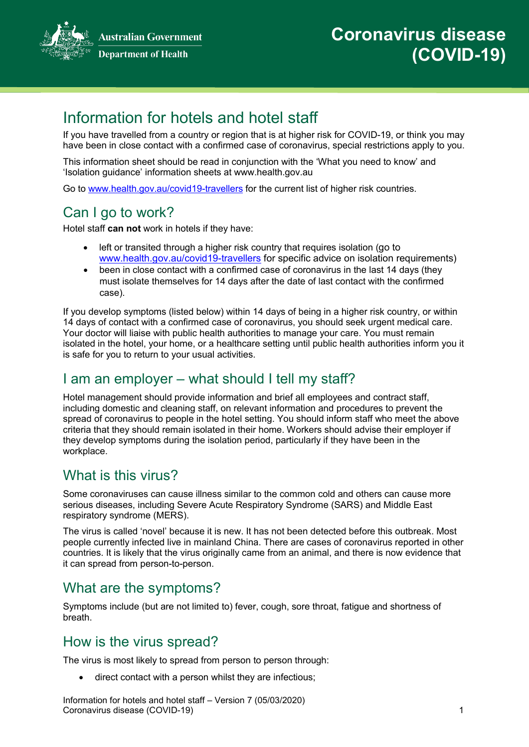Australian Government
Department of Health

# Coronavirus disease (COVID-19)

## Information for hotels and hotel staff

If you have travelled from a country or region that is at higher risk for COVID-19, or think you may have been in close contact with a confirmed case of coronavirus, special restrictions apply to you.

This information sheet should be read in conjunction with the 'What you need to know' and 'Isolation guidance' information sheets at www.health.gov.au

Go to www.health.gov.au/covid19-travellers for the current list of higher risk countries.

## Can I go to work?

Hotel staff **can not** work in hotels if they have:

- left or transited through a higher risk country that requires isolation (go to www.health.gov.au/covid19-travellers for specific advice on isolation requirements)
- been in close contact with a confirmed case of coronavirus in the last 14 days (they must isolate themselves for 14 days after the date of last contact with the confirmed case).

If you develop symptoms (listed below) within 14 days of being in a higher risk country, or within 14 days of contact with a confirmed case of coronavirus, you should seek urgent medical care. Your doctor will liaise with public health authorities to manage your care. You must remain isolated in the hotel, your home, or a healthcare setting until public health authorities inform you it is safe for you to return to your usual activities.

## I am an employer – what should I tell my staff?

Hotel management should provide information and brief all employees and contract staff, including domestic and cleaning staff, on relevant information and procedures to prevent the spread of coronavirus to people in the hotel setting. You should inform staff who meet the above criteria that they should remain isolated in their home. Workers should advise their employer if they develop symptoms during the isolation period, particularly if they have been in the workplace.

## What is this virus?

Some coronaviruses can cause illness similar to the common cold and others can cause more serious diseases, including Severe Acute Respiratory Syndrome (SARS) and Middle East respiratory syndrome (MERS).

The virus is called 'novel' because it is new. It has not been detected before this outbreak. Most people currently infected live in mainland China. There are cases of coronavirus reported in other countries. It is likely that the virus originally came from an animal, and there is now evidence that it can spread from person-to-person.

## What are the symptoms?

Symptoms include (but are not limited to) fever, cough, sore throat, fatigue and shortness of breath.

## How is the virus spread?

The virus is most likely to spread from person to person through:

- direct contact with a person whilst they are infectious;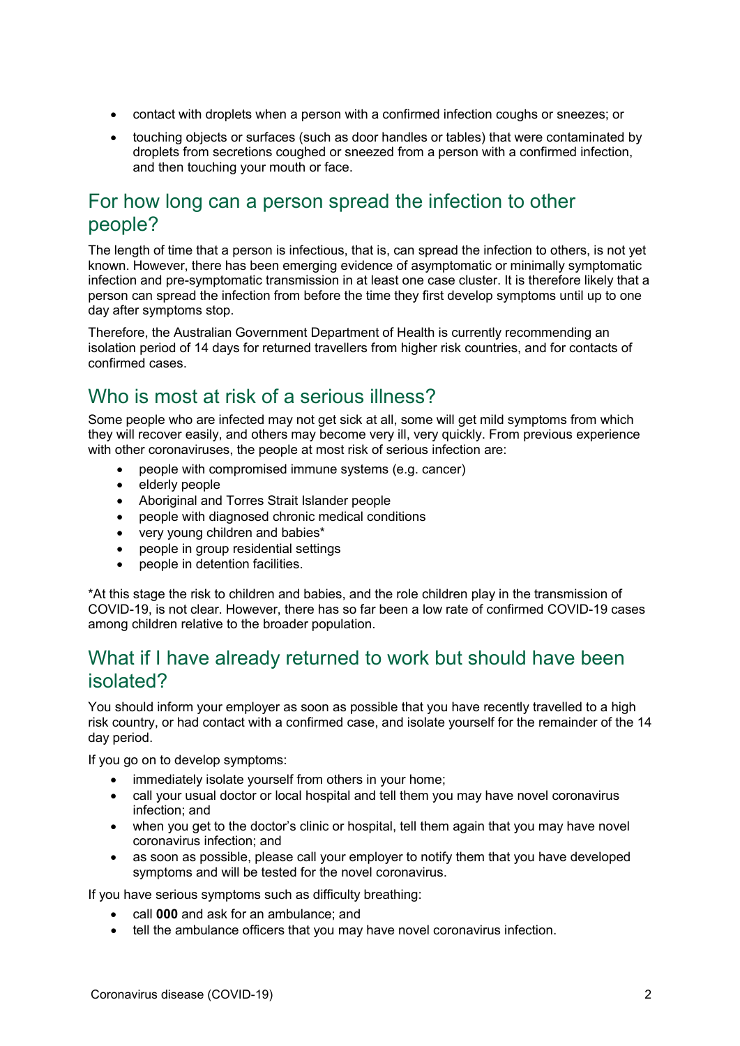- contact with droplets when a person with a confirmed infection coughs or sneezes; or
- touching objects or surfaces (such as door handles or tables) that were contaminated by droplets from secretions coughed or sneezed from a person with a confirmed infection, and then touching your mouth or face.

## For how long can a person spread the infection to other people?

The length of time that a person is infectious, that is, can spread the infection to others, is not yet known. However, there has been emerging evidence of asymptomatic or minimally symptomatic infection and pre-symptomatic transmission in at least one case cluster. It is therefore likely that a person can spread the infection from before the time they first develop symptoms until up to one day after symptoms stop.

Therefore, the Australian Government Department of Health is currently recommending an isolation period of 14 days for returned travellers from higher risk countries, and for contacts of confirmed cases.

## Who is most at risk of a serious illness?

Some people who are infected may not get sick at all, some will get mild symptoms from which they will recover easily, and others may become very ill, very quickly. From previous experience with other coronaviruses, the people at most risk of serious infection are:

- people with compromised immune systems (e.g. cancer)
- elderly people
- Aboriginal and Torres Strait Islander people
- people with diagnosed chronic medical conditions
- very young children and babies*
- people in group residential settings
- people in detention facilities.

*At this stage the risk to children and babies, and the role children play in the transmission of COVID-19, is not clear. However, there has so far been a low rate of confirmed COVID-19 cases among children relative to the broader population.

## What if I have already returned to work but should have been isolated?

You should inform your employer as soon as possible that you have recently travelled to a high risk country, or had contact with a confirmed case, and isolate yourself for the remainder of the 14 day period.

If you go on to develop symptoms:

- immediately isolate yourself from others in your home;
- call your usual doctor or local hospital and tell them you may have novel coronavirus infection; and
- when you get to the doctor's clinic or hospital, tell them again that you may have novel coronavirus infection; and
- as soon as possible, please call your employer to notify them that you have developed symptoms and will be tested for the novel coronavirus.

If you have serious symptoms such as difficulty breathing:

- call **000** and ask for an ambulance; and
- tell the ambulance officers that you may have novel coronavirus infection.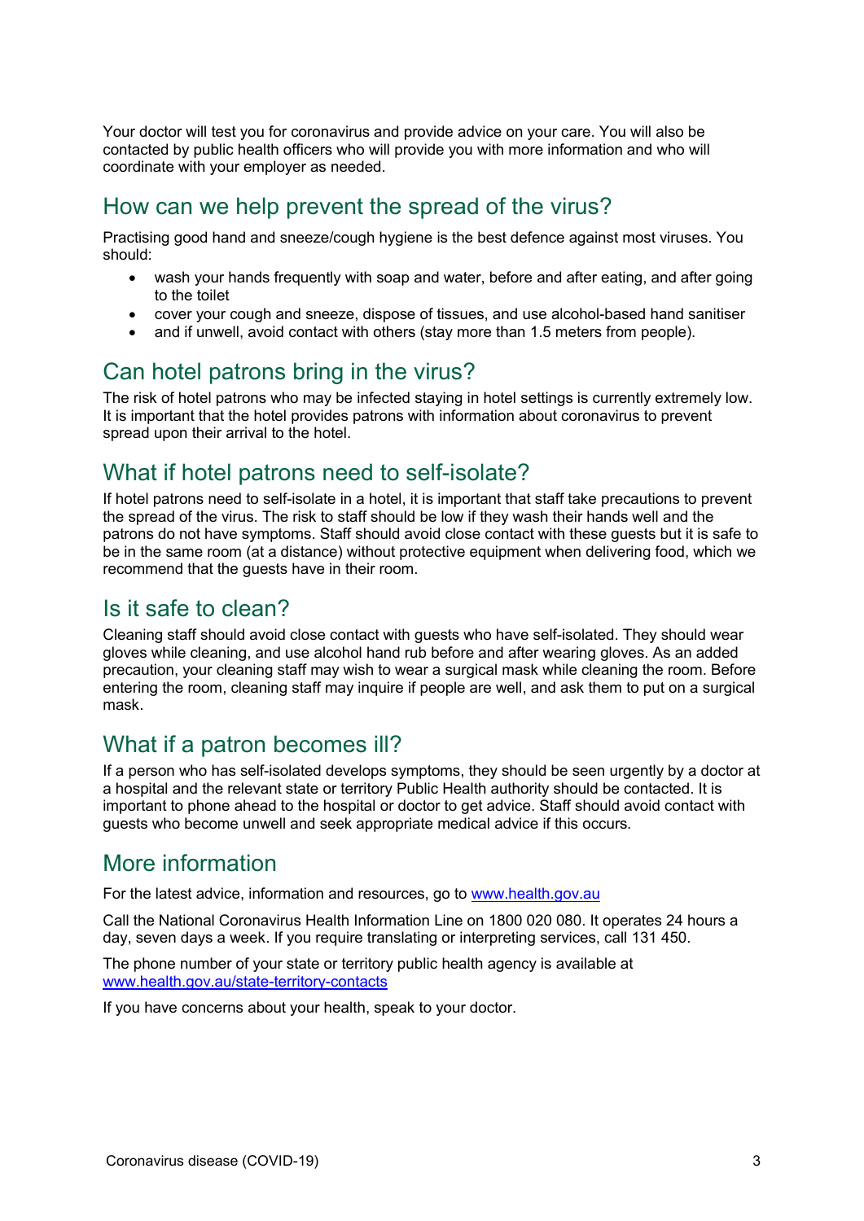Your doctor will test you for coronavirus and provide advice on your care. You will also be contacted by public health officers who will provide you with more information and who will coordinate with your employer as needed.

## How can we help prevent the spread of the virus?

Practising good hand and sneeze/cough hygiene is the best defence against most viruses. You should:

- wash your hands frequently with soap and water, before and after eating, and after going to the toilet
- cover your cough and sneeze, dispose of tissues, and use alcohol-based hand sanitiser
- and if unwell, avoid contact with others (stay more than 1.5 meters from people).

## Can hotel patrons bring in the virus?

The risk of hotel patrons who may be infected staying in hotel settings is currently extremely low. It is important that the hotel provides patrons with information about coronavirus to prevent spread upon their arrival to the hotel.

## What if hotel patrons need to self-isolate?

If hotel patrons need to self-isolate in a hotel, it is important that staff take precautions to prevent the spread of the virus. The risk to staff should be low if they wash their hands well and the patrons do not have symptoms. Staff should avoid close contact with these guests but it is safe to be in the same room (at a distance) without protective equipment when delivering food, which we recommend that the guests have in their room.

## Is it safe to clean?

Cleaning staff should avoid close contact with guests who have self-isolated. They should wear gloves while cleaning, and use alcohol hand rub before and after wearing gloves. As an added precaution, your cleaning staff may wish to wear a surgical mask while cleaning the room. Before entering the room, cleaning staff may inquire if people are well, and ask them to put on a surgical mask.

## What if a patron becomes ill?

If a person who has self-isolated develops symptoms, they should be seen urgently by a doctor at a hospital and the relevant state or territory Public Health authority should be contacted. It is important to phone ahead to the hospital or doctor to get advice. Staff should avoid contact with guests who become unwell and seek appropriate medical advice if this occurs.

## More information

For the latest advice, information and resources, go to www.health.gov.au

Call the National Coronavirus Health Information Line on 1800 020 080. It operates 24 hours a day, seven days a week. If you require translating or interpreting services, call 131 450.

The phone number of your state or territory public health agency is available at www.health.gov.au/state-territory-contacts

If you have concerns about your health, speak to your doctor.